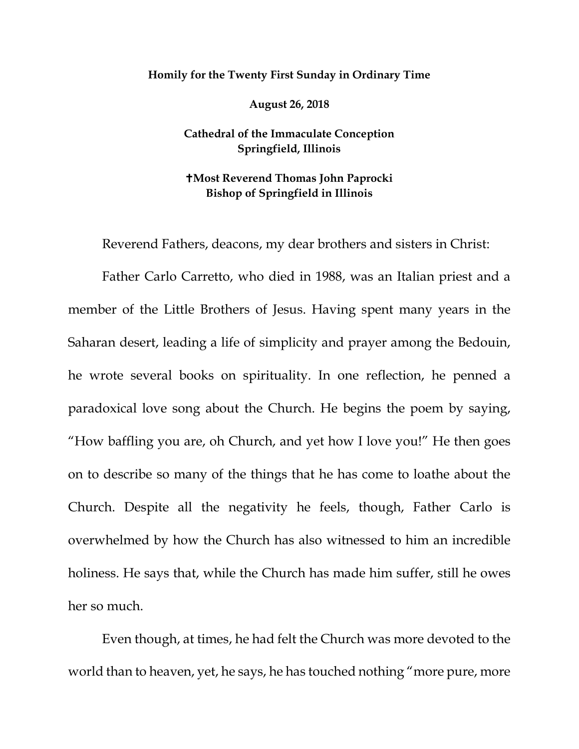**Homily for the Twenty First Sunday in Ordinary Time**

**August 26, 2018**

**Cathedral of the Immaculate Conception**
**Springfield, Illinois**

**✝Most Reverend Thomas John Paprocki**
**Bishop of Springfield in Illinois**

Reverend Fathers, deacons, my dear brothers and sisters in Christ:

Father Carlo Carretto, who died in 1988, was an Italian priest and a member of the Little Brothers of Jesus. Having spent many years in the Saharan desert, leading a life of simplicity and prayer among the Bedouin, he wrote several books on spirituality. In one reflection, he penned a paradoxical love song about the Church. He begins the poem by saying, "How baffling you are, oh Church, and yet how I love you!" He then goes on to describe so many of the things that he has come to loathe about the Church. Despite all the negativity he feels, though, Father Carlo is overwhelmed by how the Church has also witnessed to him an incredible holiness. He says that, while the Church has made him suffer, still he owes her so much.

Even though, at times, he had felt the Church was more devoted to the world than to heaven, yet, he says, he has touched nothing "more pure, more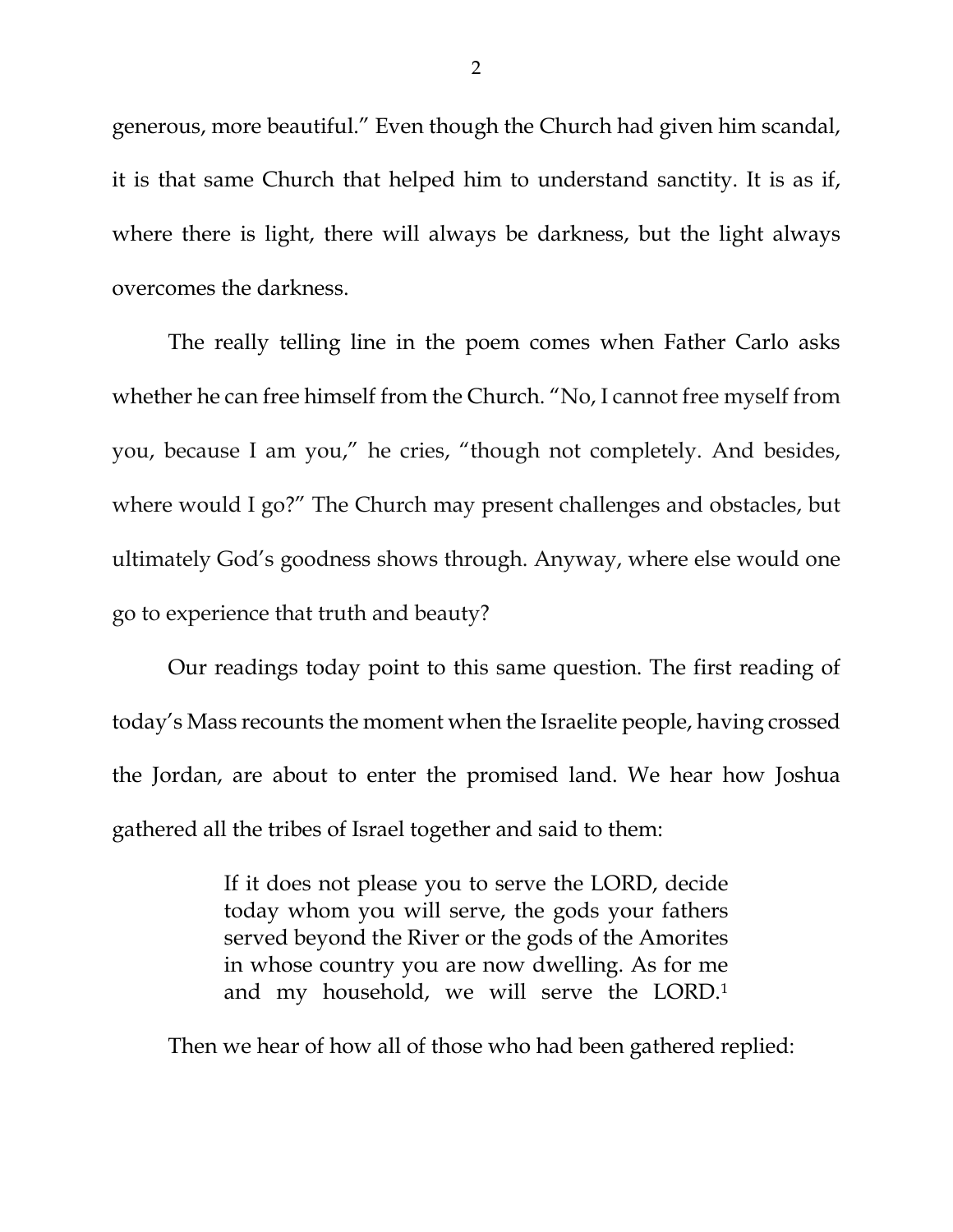generous, more beautiful." Even though the Church had given him scandal, it is that same Church that helped him to understand sanctity. It is as if, where there is light, there will always be darkness, but the light always overcomes the darkness.

The really telling line in the poem comes when Father Carlo asks whether he can free himself from the Church. "No, I cannot free myself from you, because I am you," he cries, "though not completely. And besides, where would I go?" The Church may present challenges and obstacles, but ultimately God's goodness shows through. Anyway, where else would one go to experience that truth and beauty?

Our readings today point to this same question. The first reading of today's Mass recounts the moment when the Israelite people, having crossed the Jordan, are about to enter the promised land. We hear how Joshua gathered all the tribes of Israel together and said to them:

> If it does not please you to serve the LORD, decide today whom you will serve, the gods your fathers served beyond the River or the gods of the Amorites in whose country you are now dwelling. As for me and my household, we will serve the LORD.[1]

Then we hear of how all of those who had been gathered replied: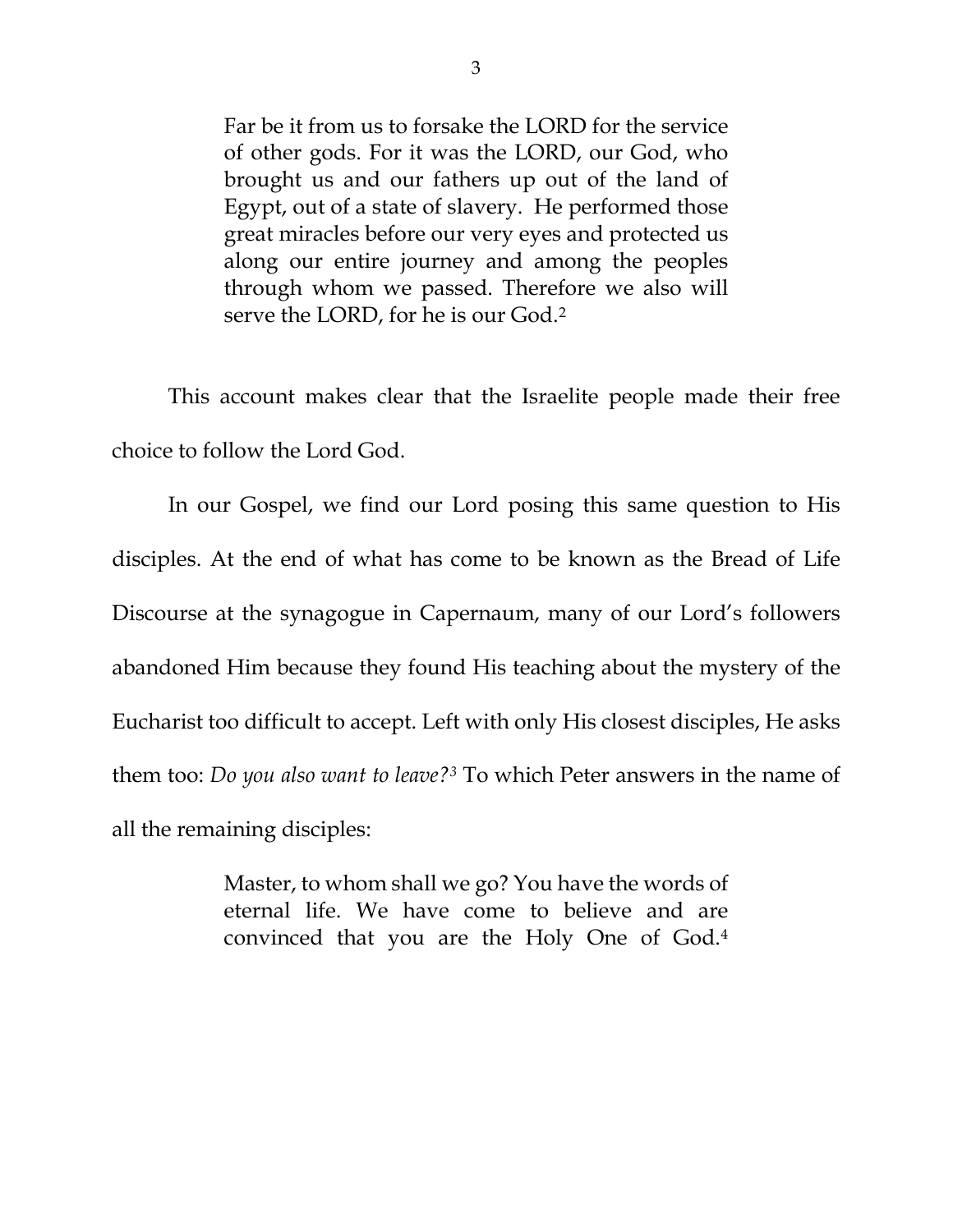> Far be it from us to forsake the LORD for the service of other gods. For it was the LORD, our God, who brought us and our fathers up out of the land of Egypt, out of a state of slavery. He performed those great miracles before our very eyes and protected us along our entire journey and among the peoples through whom we passed. Therefore we also will serve the LORD, for he is our God.[2]

This account makes clear that the Israelite people made their free choice to follow the Lord God.

In our Gospel, we find our Lord posing this same question to His disciples. At the end of what has come to be known as the Bread of Life Discourse at the synagogue in Capernaum, many of our Lord's followers abandoned Him because they found His teaching about the mystery of the Eucharist too difficult to accept. Left with only His closest disciples, He asks them too: *Do you also want to leave?*[3] To which Peter answers in the name of all the remaining disciples:

> Master, to whom shall we go? You have the words of eternal life. We have come to believe and are convinced that you are the Holy One of God.[4]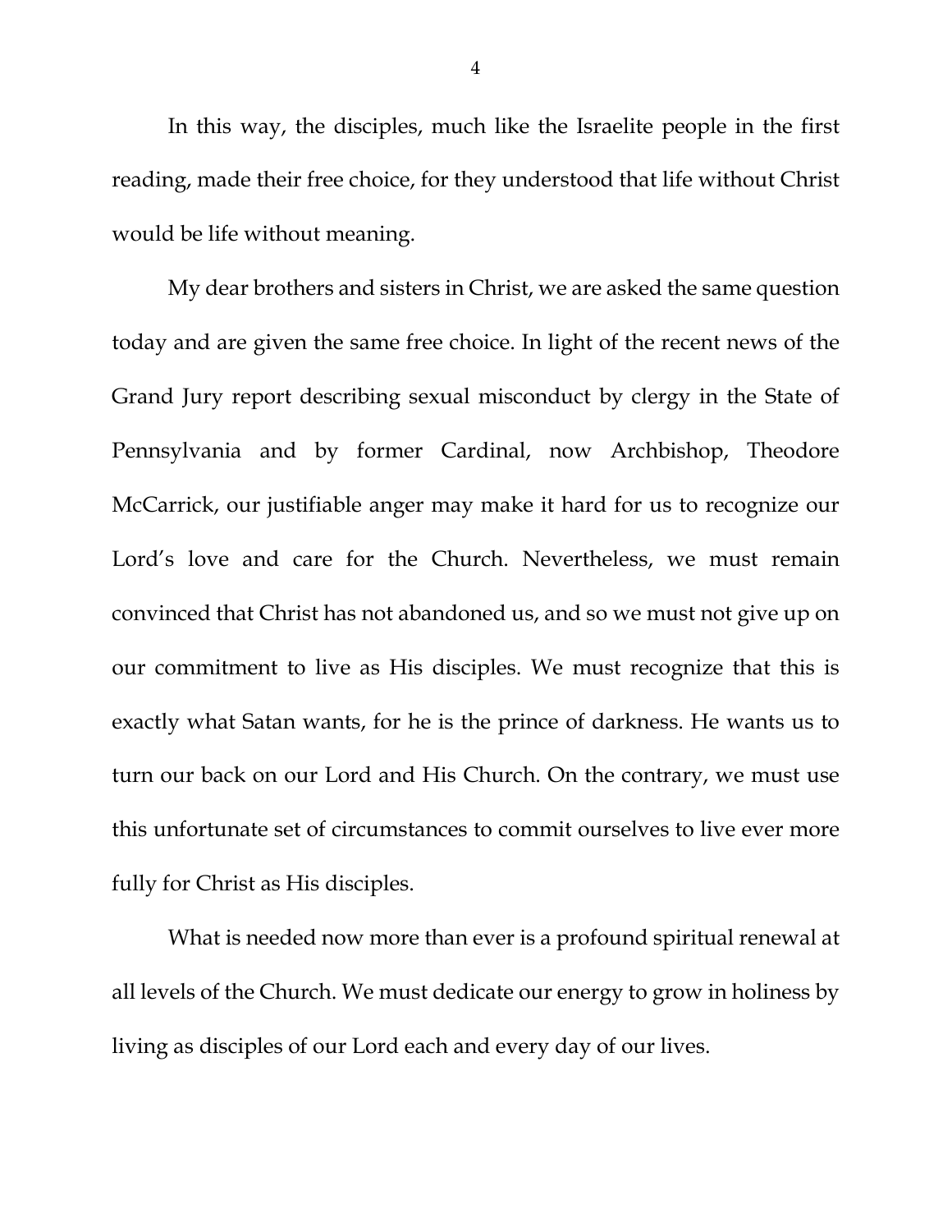In this way, the disciples, much like the Israelite people in the first reading, made their free choice, for they understood that life without Christ would be life without meaning.

My dear brothers and sisters in Christ, we are asked the same question today and are given the same free choice. In light of the recent news of the Grand Jury report describing sexual misconduct by clergy in the State of Pennsylvania and by former Cardinal, now Archbishop, Theodore McCarrick, our justifiable anger may make it hard for us to recognize our Lord's love and care for the Church. Nevertheless, we must remain convinced that Christ has not abandoned us, and so we must not give up on our commitment to live as His disciples. We must recognize that this is exactly what Satan wants, for he is the prince of darkness. He wants us to turn our back on our Lord and His Church. On the contrary, we must use this unfortunate set of circumstances to commit ourselves to live ever more fully for Christ as His disciples.

What is needed now more than ever is a profound spiritual renewal at all levels of the Church. We must dedicate our energy to grow in holiness by living as disciples of our Lord each and every day of our lives.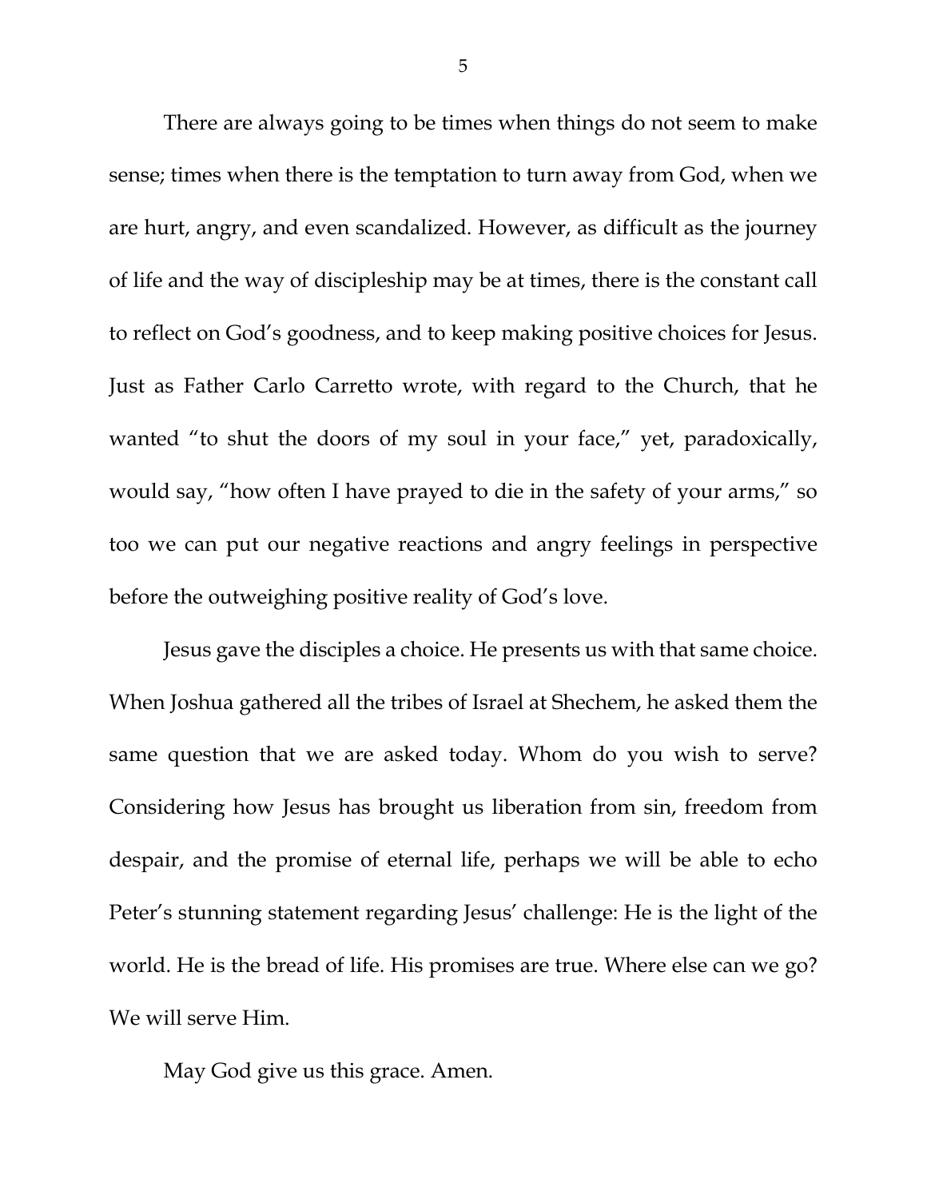There are always going to be times when things do not seem to make sense; times when there is the temptation to turn away from God, when we are hurt, angry, and even scandalized. However, as difficult as the journey of life and the way of discipleship may be at times, there is the constant call to reflect on God's goodness, and to keep making positive choices for Jesus. Just as Father Carlo Carretto wrote, with regard to the Church, that he wanted "to shut the doors of my soul in your face," yet, paradoxically, would say, "how often I have prayed to die in the safety of your arms," so too we can put our negative reactions and angry feelings in perspective before the outweighing positive reality of God's love.

Jesus gave the disciples a choice. He presents us with that same choice. When Joshua gathered all the tribes of Israel at Shechem, he asked them the same question that we are asked today. Whom do you wish to serve? Considering how Jesus has brought us liberation from sin, freedom from despair, and the promise of eternal life, perhaps we will be able to echo Peter's stunning statement regarding Jesus' challenge: He is the light of the world. He is the bread of life. His promises are true. Where else can we go? We will serve Him.

May God give us this grace. Amen.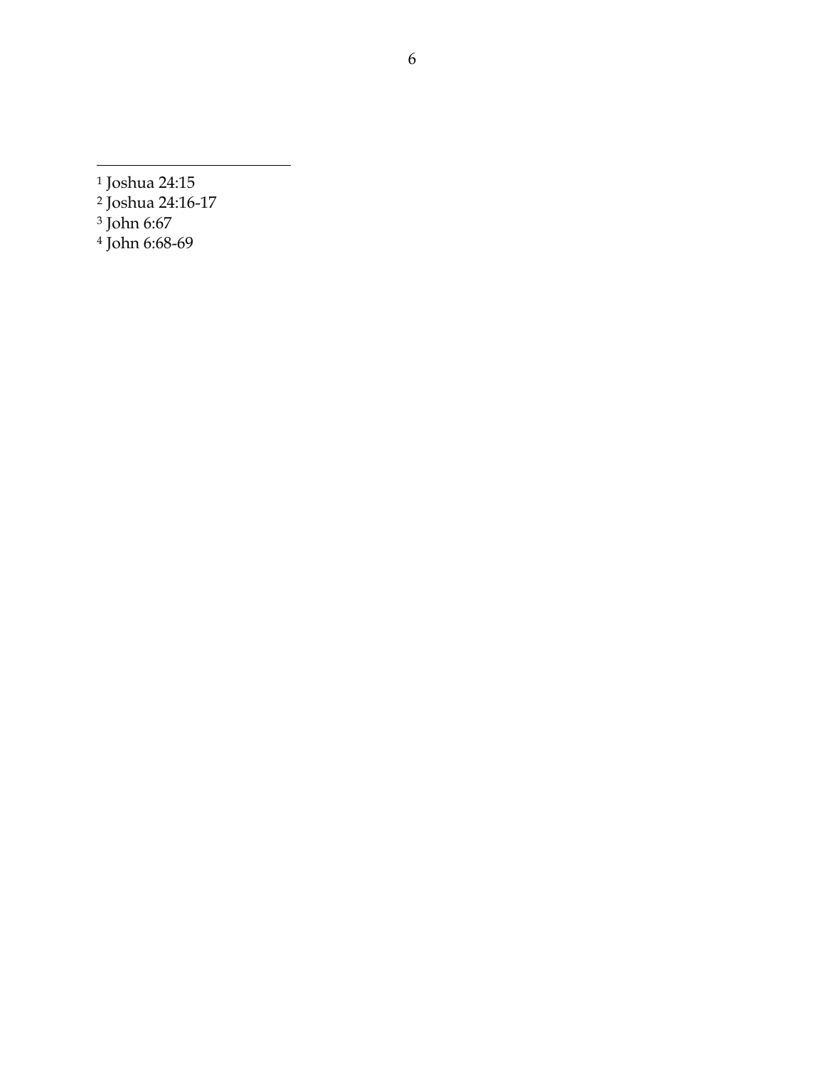[1] Joshua 24:15

[2] Joshua 24:16-17

[3] John 6:67

[4] John 6:68-69